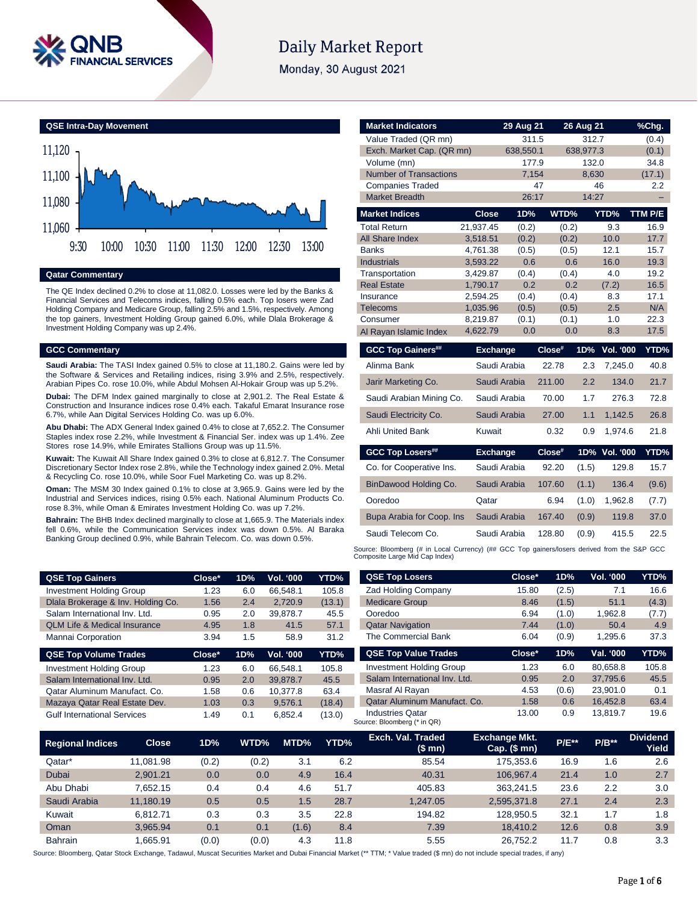# Daily Market Report

Monday, 30 August 2021

## QSE Intra-Day Movement

## Qatar Commentary

The QE Index declined 0.2% to close at 11,082.0. Losses were led by the Banks & Financial Services and Telecoms indices, falling 0.5% each. Top losers were Zad Holding Company and Medicare Group, falling 2.5% and 1.5%, respectively. Among the top gainers, Investment Holding Group gained 6.0%, while Dlala Brokerage & Investment Holding Company was up 2.4%.

## GCC Commentary

**Saudi Arabia:** The TASI Index gained 0.5% to close at 11,180.2. Gains were led by the Software & Services and Retailing indices, rising 3.9% and 2.5%, respectively. Arabian Pipes Co. rose 10.0%, while Abdul Mohsen Al-Hokair Group was up 5.2%.

**Dubai:** The DFM Index gained marginally to close at 2,901.2. The Real Estate & Construction and Insurance indices rose 0.4% each. Takaful Emarat Insurance rose 6.7%, while Aan Digital Services Holding Co. was up 6.0%.

**Abu Dhabi:** The ADX General Index gained 0.4% to close at 7,652.2. The Consumer Staples index rose 2.2%, while Investment & Financial Ser. index was up 1.4%. Zee Stores rose 14.9%, while Emirates Stallions Group was up 11.5%.

**Kuwait:** The Kuwait All Share Index gained 0.3% to close at 6,812.7. The Consumer Discretionary Sector Index rose 2.8%, while the Technology index gained 2.0%. Metal & Recycling Co. rose 10.0%, while Soor Fuel Marketing Co. was up 8.2%.

**Oman:** The MSM 30 Index gained 0.1% to close at 3,965.9. Gains were led by the Industrial and Services indices, rising 0.5% each. National Aluminum Products Co. rose 8.3%, while Oman & Emirates Investment Holding Co. was up 7.2%.

**Bahrain:** The BHB Index declined marginally to close at 1,665.9. The Materials index fell 0.6%, while the Communication Services index was down 0.5%. Al Baraka Banking Group declined 0.9%, while Bahrain Telecom. Co. was down 0.5%.

| Market Indicators | 29 Aug 21 | 26 Aug 21 | %Chg. |
|---|---|---|---|
| Value Traded (QR mn) | 311.5 | 312.7 | (0.4) |
| Exch. Market Cap. (QR mn) | 638,550.1 | 638,977.3 | (0.1) |
| Volume (mn) | 177.9 | 132.0 | 34.8 |
| Number of Transactions | 7,154 | 8,630 | (17.1) |
| Companies Traded | 47 | 46 | 2.2 |
| Market Breadth | 26:17 | 14:27 | – |

| Market Indices | Close | 1D% | WTD% | YTD% | TTM P/E |
|---|---|---|---|---|---|
| Total Return | 21,937.45 | (0.2) | (0.2) | 9.3 | 16.9 |
| All Share Index | 3,518.51 | (0.2) | (0.2) | 10.0 | 17.7 |
| Banks | 4,761.38 | (0.5) | (0.5) | 12.1 | 15.7 |
| Industrials | 3,593.22 | 0.6 | 0.6 | 16.0 | 19.3 |
| Transportation | 3,429.87 | (0.4) | (0.4) | 4.0 | 19.2 |
| Real Estate | 1,790.17 | 0.2 | 0.2 | (7.2) | 16.5 |
| Insurance | 2,594.25 | (0.4) | (0.4) | 8.3 | 17.1 |
| Telecoms | 1,035.96 | (0.5) | (0.5) | 2.5 | N/A |
| Consumer | 8,219.87 | (0.1) | (0.1) | 1.0 | 22.3 |
| Al Rayan Islamic Index | 4,622.79 | 0.0 | 0.0 | 8.3 | 17.5 |

| GCC Top Gainers## | Exchange | Close# | 1D% | Vol. '000 | YTD% |
|---|---|---|---|---|---|
| Alinma Bank | Saudi Arabia | 22.78 | 2.3 | 7,245.0 | 40.8 |
| Jarir Marketing Co. | Saudi Arabia | 211.00 | 2.2 | 134.0 | 21.7 |
| Saudi Arabian Mining Co. | Saudi Arabia | 70.00 | 1.7 | 276.3 | 72.8 |
| Saudi Electricity Co. | Saudi Arabia | 27.00 | 1.1 | 1,142.5 | 26.8 |
| Ahli United Bank | Kuwait | 0.32 | 0.9 | 1,974.6 | 21.8 |

| GCC Top Losers## | Exchange | Close# | 1D% | Vol. '000 | YTD% |
|---|---|---|---|---|---|
| Co. for Cooperative Ins. | Saudi Arabia | 92.20 | (1.5) | 129.8 | 15.7 |
| BinDawood Holding Co. | Saudi Arabia | 107.60 | (1.1) | 136.4 | (9.6) |
| Ooredoo | Qatar | 6.94 | (1.0) | 1,962.8 | (7.7) |
| Bupa Arabia for Coop. Ins | Saudi Arabia | 167.40 | (0.9) | 119.8 | 37.0 |
| Saudi Telecom Co. | Saudi Arabia | 128.80 | (0.9) | 415.5 | 22.5 |

Source: Bloomberg (# in Local Currency) (## GCC Top gainers/losers derived from the S&P GCC Composite Large Mid Cap Index)

| QSE Top Gainers | Close* | 1D% | Vol. '000 | YTD% |
|---|---|---|---|---|
| Investment Holding Group | 1.23 | 6.0 | 66,548.1 | 105.8 |
| Dlala Brokerage & Inv. Holding Co. | 1.56 | 2.4 | 2,720.9 | (13.1) |
| Salam International Inv. Ltd. | 0.95 | 2.0 | 39,878.7 | 45.5 |
| QLM Life & Medical Insurance | 4.95 | 1.8 | 41.5 | 57.1 |
| Mannai Corporation | 3.94 | 1.5 | 58.9 | 31.2 |

| QSE Top Volume Trades | Close* | 1D% | Vol. '000 | YTD% |
|---|---|---|---|---|
| Investment Holding Group | 1.23 | 6.0 | 66,548.1 | 105.8 |
| Salam International Inv. Ltd. | 0.95 | 2.0 | 39,878.7 | 45.5 |
| Qatar Aluminum Manufact. Co. | 1.58 | 0.6 | 10,377.8 | 63.4 |
| Mazaya Qatar Real Estate Dev. | 1.03 | 0.3 | 9,576.1 | (18.4) |
| Gulf International Services | 1.49 | 0.1 | 6,852.4 | (13.0) |

| QSE Top Losers | Close* | 1D% | Vol. '000 | YTD% |
|---|---|---|---|---|
| Zad Holding Company | 15.80 | (2.5) | 7.1 | 16.6 |
| Medicare Group | 8.46 | (1.5) | 51.1 | (4.3) |
| Ooredoo | 6.94 | (1.0) | 1,962.8 | (7.7) |
| Qatar Navigation | 7.44 | (1.0) | 50.4 | 4.9 |
| The Commercial Bank | 6.04 | (0.9) | 1,295.6 | 37.3 |

| QSE Top Value Trades | Close* | 1D% | Val. '000 | YTD% |
|---|---|---|---|---|
| Investment Holding Group | 1.23 | 6.0 | 80,658.8 | 105.8 |
| Salam International Inv. Ltd. | 0.95 | 2.0 | 37,795.6 | 45.5 |
| Masraf Al Rayan | 4.53 | (0.6) | 23,901.0 | 0.1 |
| Qatar Aluminum Manufact. Co. | 1.58 | 0.6 | 16,452.8 | 63.4 |
| Industries Qatar | 13.00 | 0.9 | 13,819.7 | 19.6 |

Source: Bloomberg (* in QR)

| Regional Indices | Close | 1D% | WTD% | MTD% | YTD% | Exch. Val. Traded ($ mn) | Exchange Mkt. Cap. ($ mn) | P/E** | P/B** | Dividend Yield |
|---|---|---|---|---|---|---|---|---|---|---|
| Qatar* | 11,081.98 | (0.2) | (0.2) | 3.1 | 6.2 | 85.54 | 175,353.6 | 16.9 | 1.6 | 2.6 |
| Dubai | 2,901.21 | 0.0 | 0.0 | 4.9 | 16.4 | 40.31 | 106,967.4 | 21.4 | 1.0 | 2.7 |
| Abu Dhabi | 7,652.15 | 0.4 | 0.4 | 4.6 | 51.7 | 405.83 | 363,241.5 | 23.6 | 2.2 | 3.0 |
| Saudi Arabia | 11,180.19 | 0.5 | 0.5 | 1.5 | 28.7 | 1,247.05 | 2,595,371.8 | 27.1 | 2.4 | 2.3 |
| Kuwait | 6,812.71 | 0.3 | 0.3 | 3.5 | 22.8 | 194.82 | 128,950.5 | 32.1 | 1.7 | 1.8 |
| Oman | 3,965.94 | 0.1 | 0.1 | (1.6) | 8.4 | 7.39 | 18,410.2 | 12.6 | 0.8 | 3.9 |
| Bahrain | 1,665.91 | (0.0) | (0.0) | 4.3 | 11.8 | 5.55 | 26,752.2 | 11.7 | 0.8 | 3.3 |

Source: Bloomberg, Qatar Stock Exchange, Tadawul, Muscat Securities Market and Dubai Financial Market (** TTM; * Value traded ($ mn) do not include special trades, if any)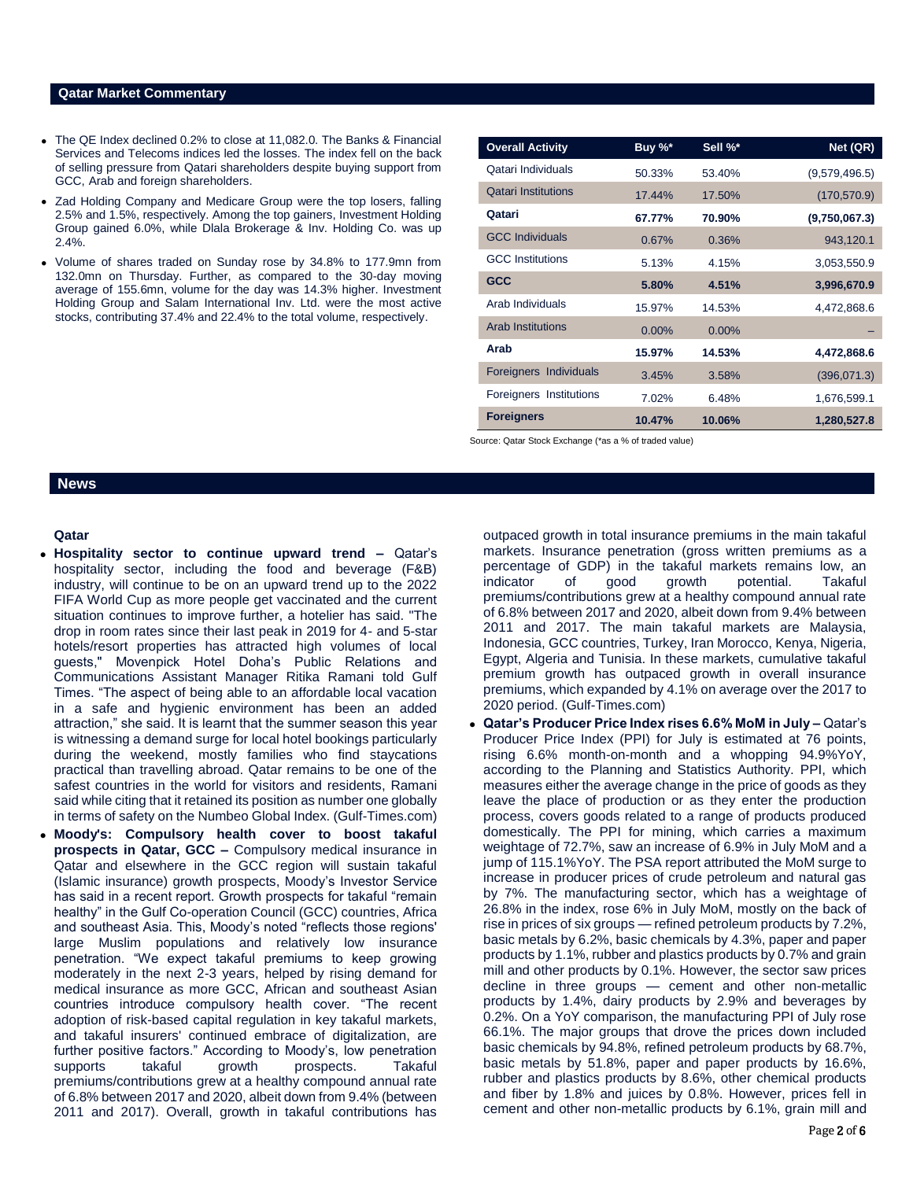## Qatar Market Commentary

- The QE Index declined 0.2% to close at 11,082.0. The Banks & Financial Services and Telecoms indices led the losses. The index fell on the back of selling pressure from Qatari shareholders despite buying support from GCC, Arab and foreign shareholders.
- Zad Holding Company and Medicare Group were the top losers, falling 2.5% and 1.5%, respectively. Among the top gainers, Investment Holding Group gained 6.0%, while Dlala Brokerage & Inv. Holding Co. was up 2.4%.
- Volume of shares traded on Sunday rose by 34.8% to 177.9mn from 132.0mn on Thursday. Further, as compared to the 30-day moving average of 155.6mn, volume for the day was 14.3% higher. Investment Holding Group and Salam International Inv. Ltd. were the most active stocks, contributing 37.4% and 22.4% to the total volume, respectively.

| Overall Activity | Buy %* | Sell %* | Net (QR) |
|---|---|---|---|
| Qatari Individuals | 50.33% | 53.40% | (9,579,496.5) |
| Qatari Institutions | 17.44% | 17.50% | (170,570.9) |
| **Qatari** | **67.77%** | **70.90%** | **(9,750,067.3)** |
| GCC Individuals | 0.67% | 0.36% | 943,120.1 |
| GCC Institutions | 5.13% | 4.15% | 3,053,550.9 |
| **GCC** | **5.80%** | **4.51%** | **3,996,670.9** |
| Arab Individuals | 15.97% | 14.53% | 4,472,868.6 |
| Arab Institutions | 0.00% | 0.00% | – |
| **Arab** | **15.97%** | **14.53%** | **4,472,868.6** |
| Foreigners Individuals | 3.45% | 3.58% | (396,071.3) |
| Foreigners Institutions | 7.02% | 6.48% | 1,676,599.1 |
| **Foreigners** | **10.47%** | **10.06%** | **1,280,527.8** |

Source: Qatar Stock Exchange (*as a % of traded value)

## News

### Qatar

- **Hospitality sector to continue upward trend –** Qatar's hospitality sector, including the food and beverage (F&B) industry, will continue to be on an upward trend up to the 2022 FIFA World Cup as more people get vaccinated and the current situation continues to improve further, a hotelier has said. "The drop in room rates since their last peak in 2019 for 4- and 5-star hotels/resort properties has attracted high volumes of local guests," Movenpick Hotel Doha's Public Relations and Communications Assistant Manager Ritika Ramani told Gulf Times. "The aspect of being able to an affordable local vacation in a safe and hygienic environment has been an added attraction," she said. It is learnt that the summer season this year is witnessing a demand surge for local hotel bookings particularly during the weekend, mostly families who find staycations practical than travelling abroad. Qatar remains to be one of the safest countries in the world for visitors and residents, Ramani said while citing that it retained its position as number one globally in terms of safety on the Numbeo Global Index. (Gulf-Times.com)
- **Moody's: Compulsory health cover to boost takaful prospects in Qatar, GCC –** Compulsory medical insurance in Qatar and elsewhere in the GCC region will sustain takaful (Islamic insurance) growth prospects, Moody's Investor Service has said in a recent report. Growth prospects for takaful "remain healthy" in the Gulf Co-operation Council (GCC) countries, Africa and southeast Asia. This, Moody's noted "reflects those regions' large Muslim populations and relatively low insurance penetration. "We expect takaful premiums to keep growing moderately in the next 2-3 years, helped by rising demand for medical insurance as more GCC, African and southeast Asian countries introduce compulsory health cover. "The recent adoption of risk-based capital regulation in key takaful markets, and takaful insurers' continued embrace of digitalization, are further positive factors." According to Moody's, low penetration supports takaful growth prospects. Takaful premiums/contributions grew at a healthy compound annual rate of 6.8% between 2017 and 2020, albeit down from 9.4% (between 2011 and 2017). Overall, growth in takaful contributions has outpaced growth in total insurance premiums in the main takaful markets. Insurance penetration (gross written premiums as a percentage of GDP) in the takaful markets remains low, an indicator of good growth potential. Takaful premiums/contributions grew at a healthy compound annual rate of 6.8% between 2017 and 2020, albeit down from 9.4% between 2011 and 2017. The main takaful markets are Malaysia, Indonesia, GCC countries, Turkey, Iran Morocco, Kenya, Nigeria, Egypt, Algeria and Tunisia. In these markets, cumulative takaful premium growth has outpaced growth in overall insurance premiums, which expanded by 4.1% on average over the 2017 to 2020 period. (Gulf-Times.com)
- **Qatar's Producer Price Index rises 6.6% MoM in July –** Qatar's Producer Price Index (PPI) for July is estimated at 76 points, rising 6.6% month-on-month and a whopping 94.9%YoY, according to the Planning and Statistics Authority. PPI, which measures either the average change in the price of goods as they leave the place of production or as they enter the production process, covers goods related to a range of products produced domestically. The PPI for mining, which carries a maximum weightage of 72.7%, saw an increase of 6.9% in July MoM and a jump of 115.1%YoY. The PSA report attributed the MoM surge to increase in producer prices of crude petroleum and natural gas by 7%. The manufacturing sector, which has a weightage of 26.8% in the index, rose 6% in July MoM, mostly on the back of rise in prices of six groups — refined petroleum products by 7.2%, basic metals by 6.2%, basic chemicals by 4.3%, paper and paper products by 1.1%, rubber and plastics products by 0.7% and grain mill and other products by 0.1%. However, the sector saw prices decline in three groups — cement and other non-metallic products by 1.4%, dairy products by 2.9% and beverages by 0.2%. On a YoY comparison, the manufacturing PPI of July rose 66.1%. The major groups that drove the prices down included basic chemicals by 94.8%, refined petroleum products by 68.7%, basic metals by 51.8%, paper and paper products by 16.6%, rubber and plastics products by 8.6%, other chemical products and fiber by 1.8% and juices by 0.8%. However, prices fell in cement and other non-metallic products by 6.1%, grain mill and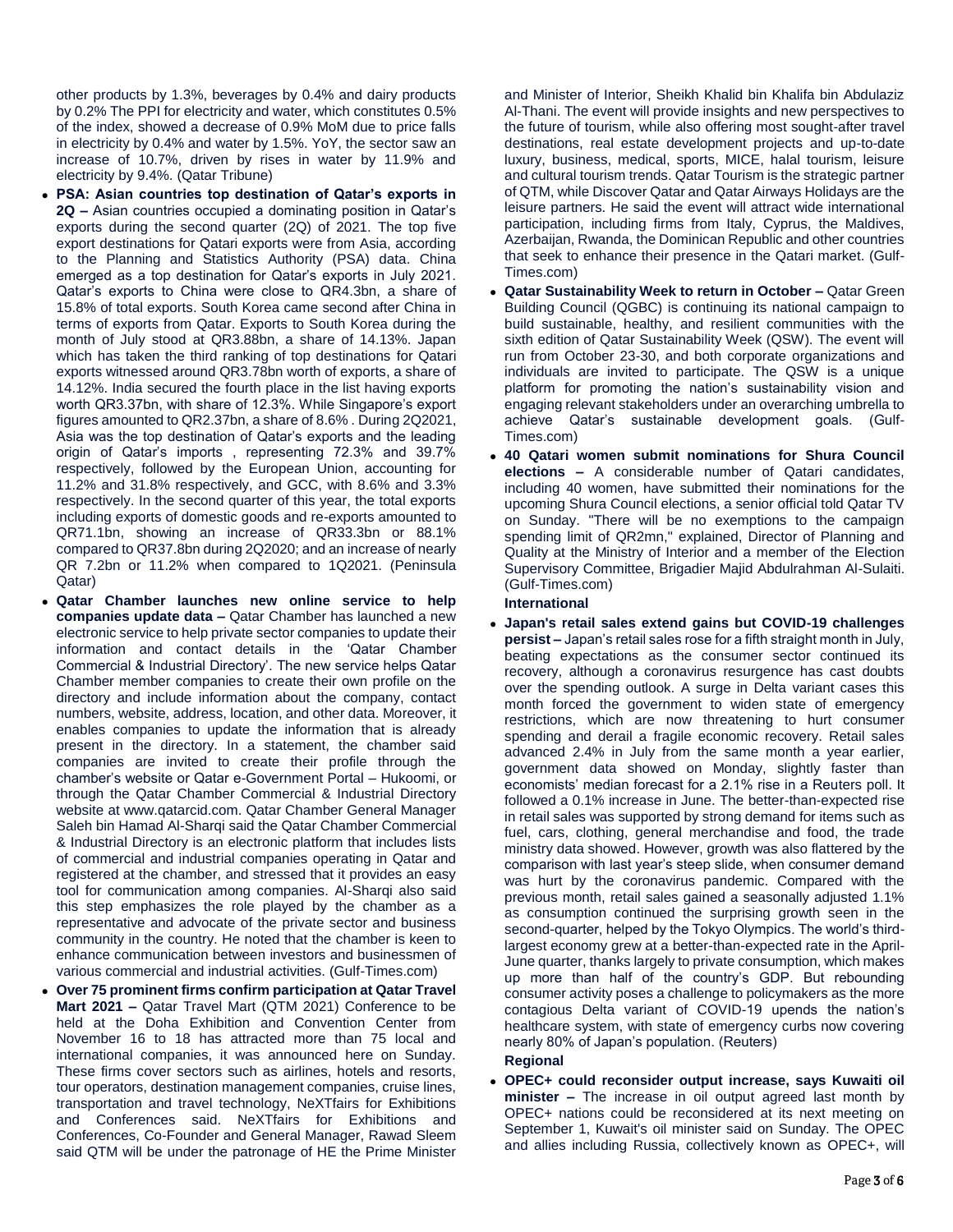other products by 1.3%, beverages by 0.4% and dairy products by 0.2% The PPI for electricity and water, which constitutes 0.5% of the index, showed a decrease of 0.9% MoM due to price falls in electricity by 0.4% and water by 1.5%. YoY, the sector saw an increase of 10.7%, driven by rises in water by 11.9% and electricity by 9.4%. (Qatar Tribune)

- **PSA: Asian countries top destination of Qatar's exports in 2Q –** Asian countries occupied a dominating position in Qatar's exports during the second quarter (2Q) of 2021. The top five export destinations for Qatari exports were from Asia, according to the Planning and Statistics Authority (PSA) data. China emerged as a top destination for Qatar's exports in July 2021. Qatar's exports to China were close to QR4.3bn, a share of 15.8% of total exports. South Korea came second after China in terms of exports from Qatar. Exports to South Korea during the month of July stood at QR3.88bn, a share of 14.13%. Japan which has taken the third ranking of top destinations for Qatari exports witnessed around QR3.78bn worth of exports, a share of 14.12%. India secured the fourth place in the list having exports worth QR3.37bn, with share of 12.3%. While Singapore's export figures amounted to QR2.37bn, a share of 8.6% . During 2Q2021, Asia was the top destination of Qatar's exports and the leading origin of Qatar's imports , representing 72.3% and 39.7% respectively, followed by the European Union, accounting for 11.2% and 31.8% respectively, and GCC, with 8.6% and 3.3% respectively. In the second quarter of this year, the total exports including exports of domestic goods and re-exports amounted to QR71.1bn, showing an increase of QR33.3bn or 88.1% compared to QR37.8bn during 2Q2020; and an increase of nearly QR 7.2bn or 11.2% when compared to 1Q2021. (Peninsula Qatar)
- **Qatar Chamber launches new online service to help companies update data –** Qatar Chamber has launched a new electronic service to help private sector companies to update their information and contact details in the 'Qatar Chamber Commercial & Industrial Directory'. The new service helps Qatar Chamber member companies to create their own profile on the directory and include information about the company, contact numbers, website, address, location, and other data. Moreover, it enables companies to update the information that is already present in the directory. In a statement, the chamber said companies are invited to create their profile through the chamber's website or Qatar e-Government Portal – Hukoomi, or through the Qatar Chamber Commercial & Industrial Directory website at www.qatarcid.com. Qatar Chamber General Manager Saleh bin Hamad Al-Sharqi said the Qatar Chamber Commercial & Industrial Directory is an electronic platform that includes lists of commercial and industrial companies operating in Qatar and registered at the chamber, and stressed that it provides an easy tool for communication among companies. Al-Sharqi also said this step emphasizes the role played by the chamber as a representative and advocate of the private sector and business community in the country. He noted that the chamber is keen to enhance communication between investors and businessmen of various commercial and industrial activities. (Gulf-Times.com)
- **Over 75 prominent firms confirm participation at Qatar Travel Mart 2021 –** Qatar Travel Mart (QTM 2021) Conference to be held at the Doha Exhibition and Convention Center from November 16 to 18 has attracted more than 75 local and international companies, it was announced here on Sunday. These firms cover sectors such as airlines, hotels and resorts, tour operators, destination management companies, cruise lines, transportation and travel technology, NeXTfairs for Exhibitions and Conferences said. NeXTfairs for Exhibitions and Conferences, Co-Founder and General Manager, Rawad Sleem said QTM will be under the patronage of HE the Prime Minister and Minister of Interior, Sheikh Khalid bin Khalifa bin Abdulaziz Al-Thani. The event will provide insights and new perspectives to the future of tourism, while also offering most sought-after travel destinations, real estate development projects and up-to-date luxury, business, medical, sports, MICE, halal tourism, leisure and cultural tourism trends. Qatar Tourism is the strategic partner of QTM, while Discover Qatar and Qatar Airways Holidays are the leisure partners. He said the event will attract wide international participation, including firms from Italy, Cyprus, the Maldives, Azerbaijan, Rwanda, the Dominican Republic and other countries that seek to enhance their presence in the Qatari market. (Gulf-Times.com)
- **Qatar Sustainability Week to return in October –** Qatar Green Building Council (QGBC) is continuing its national campaign to build sustainable, healthy, and resilient communities with the sixth edition of Qatar Sustainability Week (QSW). The event will run from October 23-30, and both corporate organizations and individuals are invited to participate. The QSW is a unique platform for promoting the nation's sustainability vision and engaging relevant stakeholders under an overarching umbrella to achieve Qatar's sustainable development goals. (Gulf-Times.com)
- **40 Qatari women submit nominations for Shura Council elections –** A considerable number of Qatari candidates, including 40 women, have submitted their nominations for the upcoming Shura Council elections, a senior official told Qatar TV on Sunday. "There will be no exemptions to the campaign spending limit of QR2mn," explained, Director of Planning and Quality at the Ministry of Interior and a member of the Election Supervisory Committee, Brigadier Majid Abdulrahman Al-Sulaiti. (Gulf-Times.com)

**International**

- **Japan's retail sales extend gains but COVID-19 challenges persist –** Japan's retail sales rose for a fifth straight month in July, beating expectations as the consumer sector continued its recovery, although a coronavirus resurgence has cast doubts over the spending outlook. A surge in Delta variant cases this month forced the government to widen state of emergency restrictions, which are now threatening to hurt consumer spending and derail a fragile economic recovery. Retail sales advanced 2.4% in July from the same month a year earlier, government data showed on Monday, slightly faster than economists' median forecast for a 2.1% rise in a Reuters poll. It followed a 0.1% increase in June. The better-than-expected rise in retail sales was supported by strong demand for items such as fuel, cars, clothing, general merchandise and food, the trade ministry data showed. However, growth was also flattered by the comparison with last year's steep slide, when consumer demand was hurt by the coronavirus pandemic. Compared with the previous month, retail sales gained a seasonally adjusted 1.1% as consumption continued the surprising growth seen in the second-quarter, helped by the Tokyo Olympics. The world's third-largest economy grew at a better-than-expected rate in the April-June quarter, thanks largely to private consumption, which makes up more than half of the country's GDP. But rebounding consumer activity poses a challenge to policymakers as the more contagious Delta variant of COVID-19 upends the nation's healthcare system, with state of emergency curbs now covering nearly 80% of Japan's population. (Reuters)

**Regional**

- **OPEC+ could reconsider output increase, says Kuwaiti oil minister –** The increase in oil output agreed last month by OPEC+ nations could be reconsidered at its next meeting on September 1, Kuwait's oil minister said on Sunday. The OPEC and allies including Russia, collectively known as OPEC+, will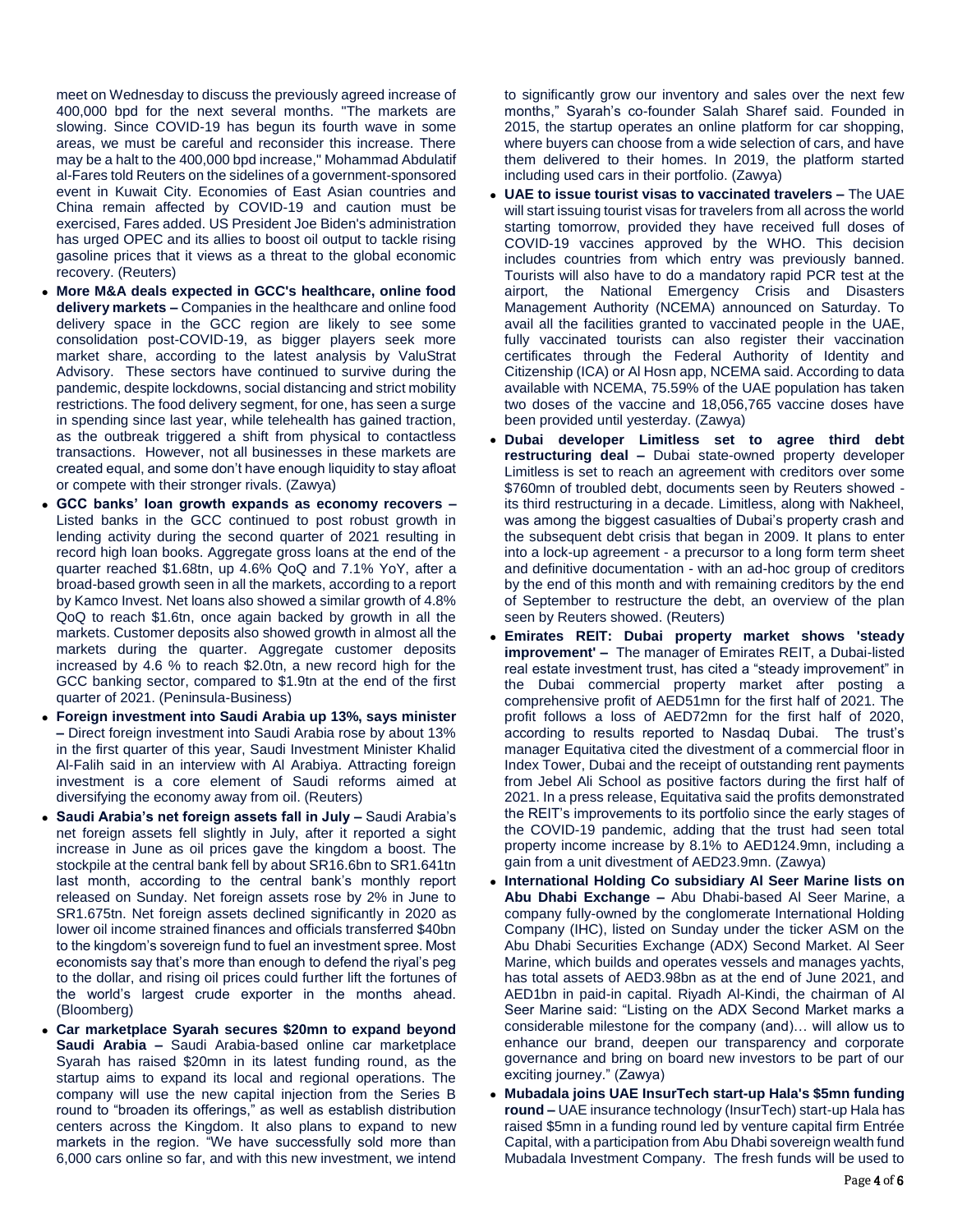meet on Wednesday to discuss the previously agreed increase of 400,000 bpd for the next several months. "The markets are slowing. Since COVID-19 has begun its fourth wave in some areas, we must be careful and reconsider this increase. There may be a halt to the 400,000 bpd increase," Mohammad Abdulatif al-Fares told Reuters on the sidelines of a government-sponsored event in Kuwait City. Economies of East Asian countries and China remain affected by COVID-19 and caution must be exercised, Fares added. US President Joe Biden's administration has urged OPEC and its allies to boost oil output to tackle rising gasoline prices that it views as a threat to the global economic recovery. (Reuters)

- **More M&A deals expected in GCC's healthcare, online food delivery markets –** Companies in the healthcare and online food delivery space in the GCC region are likely to see some consolidation post-COVID-19, as bigger players seek more market share, according to the latest analysis by ValuStrat Advisory. These sectors have continued to survive during the pandemic, despite lockdowns, social distancing and strict mobility restrictions. The food delivery segment, for one, has seen a surge in spending since last year, while telehealth has gained traction, as the outbreak triggered a shift from physical to contactless transactions. However, not all businesses in these markets are created equal, and some don't have enough liquidity to stay afloat or compete with their stronger rivals. (Zawya)
- **GCC banks' loan growth expands as economy recovers –** Listed banks in the GCC continued to post robust growth in lending activity during the second quarter of 2021 resulting in record high loan books. Aggregate gross loans at the end of the quarter reached $1.68tn, up 4.6% QoQ and 7.1% YoY, after a broad-based growth seen in all the markets, according to a report by Kamco Invest. Net loans also showed a similar growth of 4.8% QoQ to reach $1.6tn, once again backed by growth in all the markets. Customer deposits also showed growth in almost all the markets during the quarter. Aggregate customer deposits increased by 4.6 % to reach $2.0tn, a new record high for the GCC banking sector, compared to $1.9tn at the end of the first quarter of 2021. (Peninsula-Business)
- **Foreign investment into Saudi Arabia up 13%, says minister –** Direct foreign investment into Saudi Arabia rose by about 13% in the first quarter of this year, Saudi Investment Minister Khalid Al-Falih said in an interview with Al Arabiya. Attracting foreign investment is a core element of Saudi reforms aimed at diversifying the economy away from oil. (Reuters)
- **Saudi Arabia's net foreign assets fall in July –** Saudi Arabia's net foreign assets fell slightly in July, after it reported a sight increase in June as oil prices gave the kingdom a boost. The stockpile at the central bank fell by about SR16.6bn to SR1.641tn last month, according to the central bank's monthly report released on Sunday. Net foreign assets rose by 2% in June to SR1.675tn. Net foreign assets declined significantly in 2020 as lower oil income strained finances and officials transferred $40bn to the kingdom's sovereign fund to fuel an investment spree. Most economists say that's more than enough to defend the riyal's peg to the dollar, and rising oil prices could further lift the fortunes of the world's largest crude exporter in the months ahead. (Bloomberg)
- **Car marketplace Syarah secures $20mn to expand beyond Saudi Arabia –** Saudi Arabia-based online car marketplace Syarah has raised $20mn in its latest funding round, as the startup aims to expand its local and regional operations. The company will use the new capital injection from the Series B round to "broaden its offerings," as well as establish distribution centers across the Kingdom. It also plans to expand to new markets in the region. "We have successfully sold more than 6,000 cars online so far, and with this new investment, we intend to significantly grow our inventory and sales over the next few months," Syarah's co-founder Salah Sharef said. Founded in 2015, the startup operates an online platform for car shopping, where buyers can choose from a wide selection of cars, and have them delivered to their homes. In 2019, the platform started including used cars in their portfolio. (Zawya)
- **UAE to issue tourist visas to vaccinated travelers –** The UAE will start issuing tourist visas for travelers from all across the world starting tomorrow, provided they have received full doses of COVID-19 vaccines approved by the WHO. This decision includes countries from which entry was previously banned. Tourists will also have to do a mandatory rapid PCR test at the airport, the National Emergency Crisis and Disasters Management Authority (NCEMA) announced on Saturday. To avail all the facilities granted to vaccinated people in the UAE, fully vaccinated tourists can also register their vaccination certificates through the Federal Authority of Identity and Citizenship (ICA) or Al Hosn app, NCEMA said. According to data available with NCEMA, 75.59% of the UAE population has taken two doses of the vaccine and 18,056,765 vaccine doses have been provided until yesterday. (Zawya)
- **Dubai developer Limitless set to agree third debt restructuring deal –** Dubai state-owned property developer Limitless is set to reach an agreement with creditors over some $760mn of troubled debt, documents seen by Reuters showed - its third restructuring in a decade. Limitless, along with Nakheel, was among the biggest casualties of Dubai's property crash and the subsequent debt crisis that began in 2009. It plans to enter into a lock-up agreement - a precursor to a long form term sheet and definitive documentation - with an ad-hoc group of creditors by the end of this month and with remaining creditors by the end of September to restructure the debt, an overview of the plan seen by Reuters showed. (Reuters)
- **Emirates REIT: Dubai property market shows 'steady improvement' –** The manager of Emirates REIT, a Dubai-listed real estate investment trust, has cited a "steady improvement" in the Dubai commercial property market after posting a comprehensive profit of AED51mn for the first half of 2021. The profit follows a loss of AED72mn for the first half of 2020, according to results reported to Nasdaq Dubai. The trust's manager Equitativa cited the divestment of a commercial floor in Index Tower, Dubai and the receipt of outstanding rent payments from Jebel Ali School as positive factors during the first half of 2021. In a press release, Equitativa said the profits demonstrated the REIT's improvements to its portfolio since the early stages of the COVID-19 pandemic, adding that the trust had seen total property income increase by 8.1% to AED124.9mn, including a gain from a unit divestment of AED23.9mn. (Zawya)
- **International Holding Co subsidiary Al Seer Marine lists on Abu Dhabi Exchange –** Abu Dhabi-based Al Seer Marine, a company fully-owned by the conglomerate International Holding Company (IHC), listed on Sunday under the ticker ASM on the Abu Dhabi Securities Exchange (ADX) Second Market. Al Seer Marine, which builds and operates vessels and manages yachts, has total assets of AED3.98bn as at the end of June 2021, and AED1bn in paid-in capital. Riyadh Al-Kindi, the chairman of Al Seer Marine said: "Listing on the ADX Second Market marks a considerable milestone for the company (and)… will allow us to enhance our brand, deepen our transparency and corporate governance and bring on board new investors to be part of our exciting journey." (Zawya)
- **Mubadala joins UAE InsurTech start-up Hala's $5mn funding round –** UAE insurance technology (InsurTech) start-up Hala has raised $5mn in a funding round led by venture capital firm Entrée Capital, with a participation from Abu Dhabi sovereign wealth fund Mubadala Investment Company. The fresh funds will be used to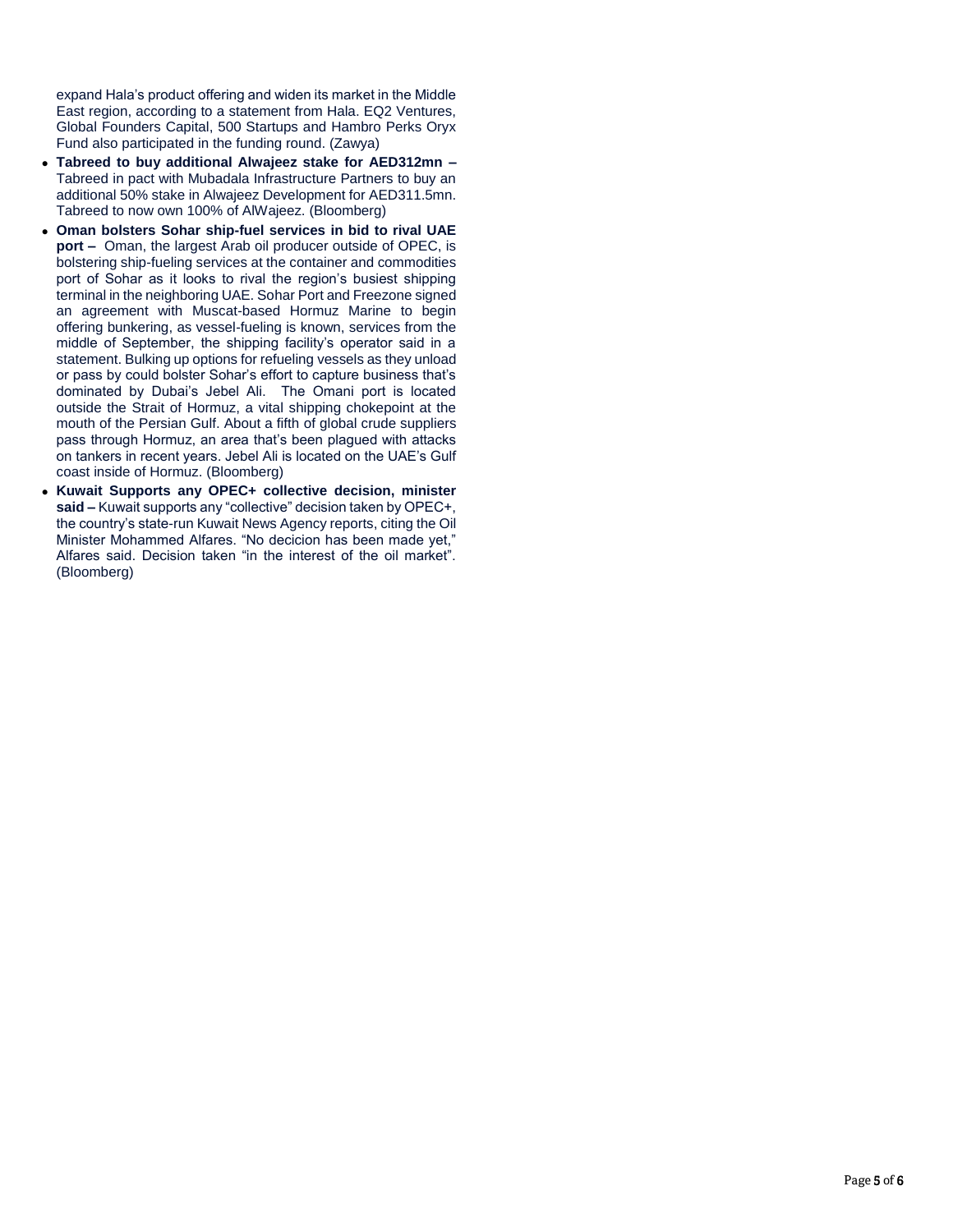expand Hala's product offering and widen its market in the Middle East region, according to a statement from Hala. EQ2 Ventures, Global Founders Capital, 500 Startups and Hambro Perks Oryx Fund also participated in the funding round. (Zawya)

- **Tabreed to buy additional Alwajeez stake for AED312mn –** Tabreed in pact with Mubadala Infrastructure Partners to buy an additional 50% stake in Alwajeez Development for AED311.5mn. Tabreed to now own 100% of AlWajeez. (Bloomberg)
- **Oman bolsters Sohar ship-fuel services in bid to rival UAE port –** Oman, the largest Arab oil producer outside of OPEC, is bolstering ship-fueling services at the container and commodities port of Sohar as it looks to rival the region's busiest shipping terminal in the neighboring UAE. Sohar Port and Freezone signed an agreement with Muscat-based Hormuz Marine to begin offering bunkering, as vessel-fueling is known, services from the middle of September, the shipping facility's operator said in a statement. Bulking up options for refueling vessels as they unload or pass by could bolster Sohar's effort to capture business that's dominated by Dubai's Jebel Ali. The Omani port is located outside the Strait of Hormuz, a vital shipping chokepoint at the mouth of the Persian Gulf. About a fifth of global crude suppliers pass through Hormuz, an area that's been plagued with attacks on tankers in recent years. Jebel Ali is located on the UAE's Gulf coast inside of Hormuz. (Bloomberg)
- **Kuwait Supports any OPEC+ collective decision, minister said –** Kuwait supports any "collective" decision taken by OPEC+, the country's state-run Kuwait News Agency reports, citing the Oil Minister Mohammed Alfares. "No decicion has been made yet," Alfares said. Decision taken "in the interest of the oil market". (Bloomberg)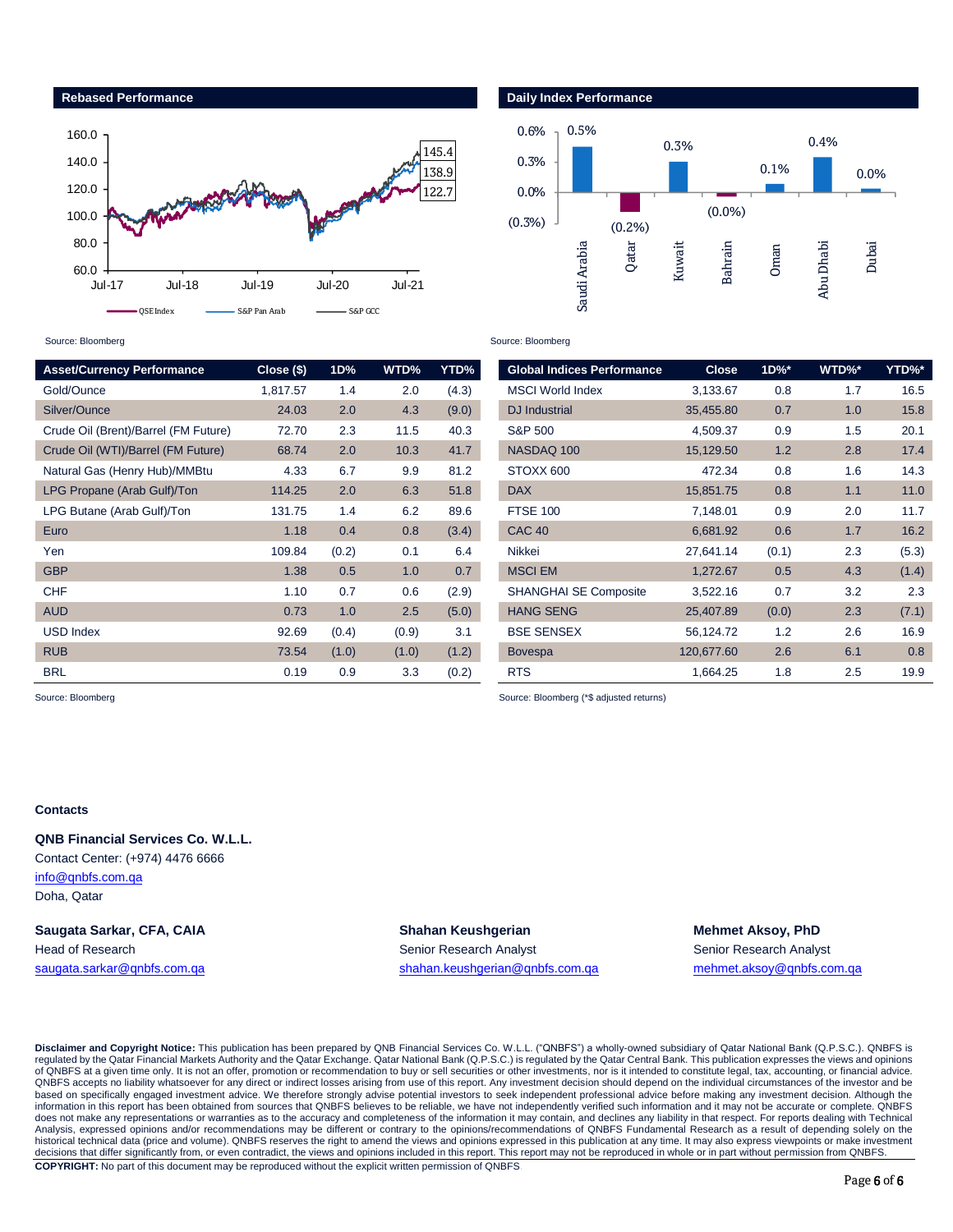**Rebased Performance**

160.0
140.0
120.0
100.0
80.0
60.0

Jul-17 Jul-18 Jul-19 Jul-20 Jul-21

145.4
138.9
122.7

QSE Index S&P Pan Arab S&P GCC

Source: Bloomberg

**Daily Index Performance**

0.6% 0.3% 0.0% (0.3%)

0.5% (0.2%) 0.3% (0.0%) 0.1% 0.4% 0.0%

Saudi Arabia Qatar Kuwait Bahrain Oman Abu Dhabi Dubai

Source: Bloomberg

| Asset/Currency Performance | Close ($) | 1D% | WTD% | YTD% |
|---|---|---|---|---|
| Gold/Ounce | 1,817.57 | 1.4 | 2.0 | (4.3) |
| Silver/Ounce | 24.03 | 2.0 | 4.3 | (9.0) |
| Crude Oil (Brent)/Barrel (FM Future) | 72.70 | 2.3 | 11.5 | 40.3 |
| Crude Oil (WTI)/Barrel (FM Future) | 68.74 | 2.0 | 10.3 | 41.7 |
| Natural Gas (Henry Hub)/MMBtu | 4.33 | 6.7 | 9.9 | 81.2 |
| LPG Propane (Arab Gulf)/Ton | 114.25 | 2.0 | 6.3 | 51.8 |
| LPG Butane (Arab Gulf)/Ton | 131.75 | 1.4 | 6.2 | 89.6 |
| Euro | 1.18 | 0.4 | 0.8 | (3.4) |
| Yen | 109.84 | (0.2) | 0.1 | 6.4 |
| GBP | 1.38 | 0.5 | 1.0 | 0.7 |
| CHF | 1.10 | 0.7 | 0.6 | (2.9) |
| AUD | 0.73 | 1.0 | 2.5 | (5.0) |
| USD Index | 92.69 | (0.4) | (0.9) | 3.1 |
| RUB | 73.54 | (1.0) | (1.0) | (1.2) |
| BRL | 0.19 | 0.9 | 3.3 | (0.2) |

Source: Bloomberg

| Global Indices Performance | Close | 1D%* | WTD%* | YTD%* |
|---|---|---|---|---|
| MSCI World Index | 3,133.67 | 0.8 | 1.7 | 16.5 |
| DJ Industrial | 35,455.80 | 0.7 | 1.0 | 15.8 |
| S&P 500 | 4,509.37 | 0.9 | 1.5 | 20.1 |
| NASDAQ 100 | 15,129.50 | 1.2 | 2.8 | 17.4 |
| STOXX 600 | 472.34 | 0.8 | 1.6 | 14.3 |
| DAX | 15,851.75 | 0.8 | 1.1 | 11.0 |
| FTSE 100 | 7,148.01 | 0.9 | 2.0 | 11.7 |
| CAC 40 | 6,681.92 | 0.6 | 1.7 | 16.2 |
| Nikkei | 27,641.14 | (0.1) | 2.3 | (5.3) |
| MSCI EM | 1,272.67 | 0.5 | 4.3 | (1.4) |
| SHANGHAI SE Composite | 3,522.16 | 0.7 | 3.2 | 2.3 |
| HANG SENG | 25,407.89 | (0.0) | 2.3 | (7.1) |
| BSE SENSEX | 56,124.72 | 1.2 | 2.6 | 16.9 |
| Bovespa | 120,677.60 | 2.6 | 6.1 | 0.8 |
| RTS | 1,664.25 | 1.8 | 2.5 | 19.9 |

Source: Bloomberg (*$ adjusted returns)

**Contacts**

**QNB Financial Services Co. W.L.L.**
Contact Center: (+974) 4476 6666
info@qnbfs.com.qa
Doha, Qatar

**Saugata Sarkar, CFA, CAIA**
Head of Research
saugata.sarkar@qnbfs.com.qa

**Shahan Keushgerian**
Senior Research Analyst
shahan.keushgerian@qnbfs.com.qa

**Mehmet Aksoy, PhD**
Senior Research Analyst
mehmet.aksoy@qnbfs.com.qa

**Disclaimer and Copyright Notice:** This publication has been prepared by QNB Financial Services Co. W.L.L. ("QNBFS") a wholly-owned subsidiary of Qatar National Bank (Q.P.S.C.). QNBFS is regulated by the Qatar Financial Markets Authority and the Qatar Exchange. Qatar National Bank (Q.P.S.C.) is regulated by the Qatar Central Bank. This publication expresses the views and opinions of QNBFS at a given time only. It is not an offer, promotion or recommendation to buy or sell securities or other investments, nor is it intended to constitute legal, tax, accounting, or financial advice. QNBFS accepts no liability whatsoever for any direct or indirect losses arising from use of this report. Any investment decision should depend on the individual circumstances of the investor and be based on specifically engaged investment advice. We therefore strongly advise potential investors to seek independent professional advice before making any investment decision. Although the information in this report has been obtained from sources that QNBFS believes to be reliable, we have not independently verified such information and it may not be accurate or complete. QNBFS does not make any representations or warranties as to the accuracy and completeness of the information it may contain, and declines any liability in that respect. For reports dealing with Technical Analysis, expressed opinions and/or recommendations may be different or contrary to the opinions/recommendations of QNBFS Fundamental Research as a result of depending solely on the historical technical data (price and volume). QNBFS reserves the right to amend the views and opinions expressed in this publication at any time. It may also express viewpoints or make investment decisions that differ significantly from, or even contradict, the views and opinions included in this report. This report may not be reproduced in whole or in part without permission from QNBFS.

**COPYRIGHT:** No part of this document may be reproduced without the explicit written permission of QNBFS